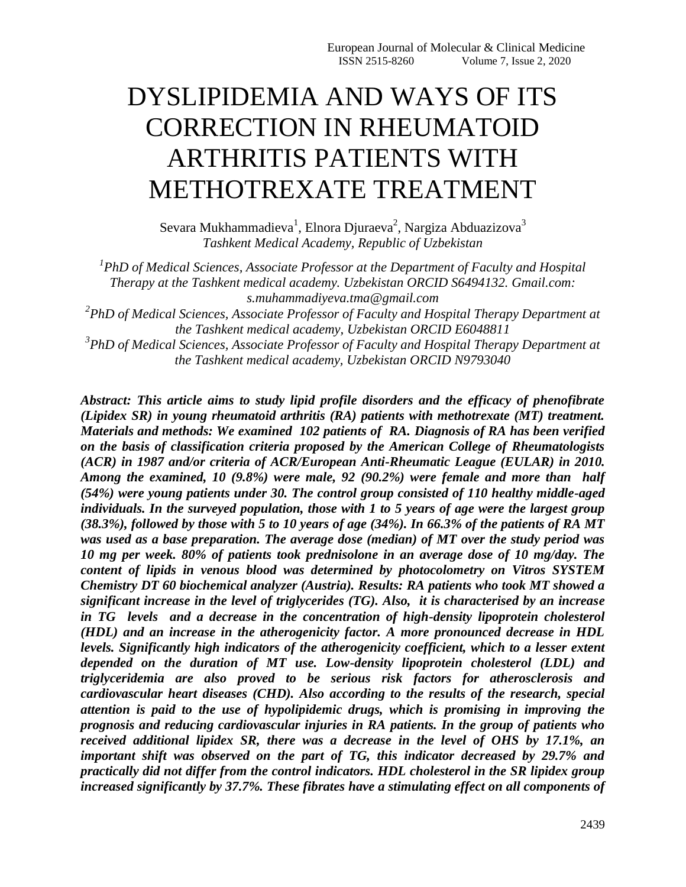# DYSLIPIDEMIA AND WAYS OF ITS CORRECTION IN RHEUMATOID ARTHRITIS PATIENTS WITH METHOTREXATE TREATMENT

Sevara Mukhammadieva[1], Elnora Djuraeva[2], Nargiza Abduazizova[3]

*Tashkent Medical Academy, Republic of Uzbekistan*

*[1]PhD of Medical Sciences, Associate Professor at the Department of Faculty and Hospital Therapy at the Tashkent medical academy. Uzbekistan ORCID S6494132. Gmail.com: s.muhammadiyeva.tma@gmail.com*

*[2]PhD of Medical Sciences, Associate Professor of Faculty and Hospital Therapy Department at the Tashkent medical academy, Uzbekistan ORCID E6048811*

*[3]PhD of Medical Sciences, Associate Professor of Faculty and Hospital Therapy Department at the Tashkent medical academy, Uzbekistan ORCID N9793040*

***Abstract: This article aims to study lipid profile disorders and the efficacy of phenofibrate (Lipidex SR) in young rheumatoid arthritis (RA) patients with methotrexate (MT) treatment. Materials and methods: We examined 102 patients of RA. Diagnosis of RA has been verified on the basis of classification criteria proposed by the American College of Rheumatologists (ACR) in 1987 and/or criteria of ACR/European Anti-Rheumatic League (EULAR) in 2010. Among the examined, 10 (9.8%) were male, 92 (90.2%) were female and more than half (54%) were young patients under 30. The control group consisted of 110 healthy middle-aged individuals. In the surveyed population, those with 1 to 5 years of age were the largest group (38.3%), followed by those with 5 to 10 years of age (34%). In 66.3% of the patients of RA MT was used as a base preparation. The average dose (median) of MT over the study period was 10 mg per week. 80% of patients took prednisolone in an average dose of 10 mg/day. The content of lipids in venous blood was determined by photocolometry on Vitros SYSTEM Chemistry DT 60 biochemical analyzer (Austria). Results: RA patients who took MT showed a significant increase in the level of triglycerides (TG). Also, it is characterised by an increase in TG levels and a decrease in the concentration of high-density lipoprotein cholesterol (HDL) and an increase in the atherogenicity factor. A more pronounced decrease in HDL levels. Significantly high indicators of the atherogenicity coefficient, which to a lesser extent depended on the duration of MT use. Low-density lipoprotein cholesterol (LDL) and triglyceridemia are also proved to be serious risk factors for atherosclerosis and cardiovascular heart diseases (CHD). Also according to the results of the research, special attention is paid to the use of hypolipidemic drugs, which is promising in improving the prognosis and reducing cardiovascular injuries in RA patients. In the group of patients who received additional lipidex SR, there was a decrease in the level of OHS by 17.1%, an important shift was observed on the part of TG, this indicator decreased by 29.7% and practically did not differ from the control indicators. HDL cholesterol in the SR lipidex group increased significantly by 37.7%. These fibrates have a stimulating effect on all components of***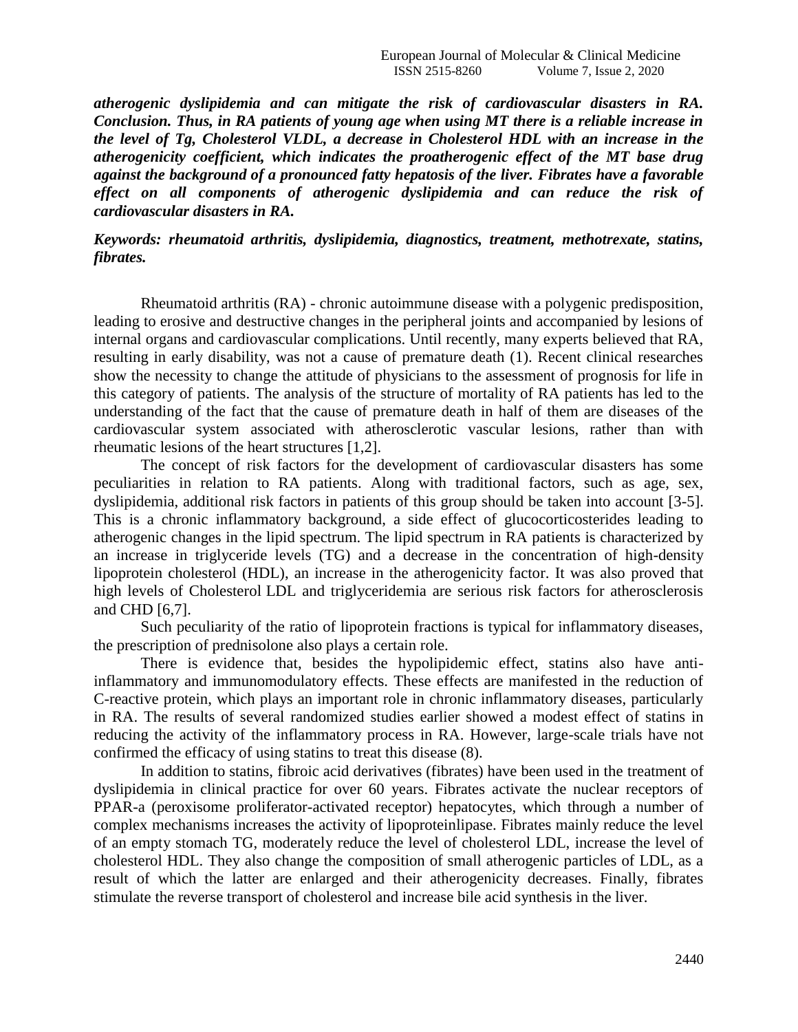***atherogenic dyslipidemia and can mitigate the risk of cardiovascular disasters in RA. Conclusion. Thus, in RA patients of young age when using MT there is a reliable increase in the level of Tg, Cholesterol VLDL, a decrease in Cholesterol HDL with an increase in the atherogenicity coefficient, which indicates the proatherogenic effect of the MT base drug against the background of a pronounced fatty hepatosis of the liver. Fibrates have a favorable effect on all components of atherogenic dyslipidemia and can reduce the risk of cardiovascular disasters in RA.***

***Keywords: rheumatoid arthritis, dyslipidemia, diagnostics, treatment, methotrexate, statins, fibrates.***

Rheumatoid arthritis (RA) - chronic autoimmune disease with a polygenic predisposition, leading to erosive and destructive changes in the peripheral joints and accompanied by lesions of internal organs and cardiovascular complications. Until recently, many experts believed that RA, resulting in early disability, was not a cause of premature death (1). Recent clinical researches show the necessity to change the attitude of physicians to the assessment of prognosis for life in this category of patients. The analysis of the structure of mortality of RA patients has led to the understanding of the fact that the cause of premature death in half of them are diseases of the cardiovascular system associated with atherosclerotic vascular lesions, rather than with rheumatic lesions of the heart structures [1,2].

The concept of risk factors for the development of cardiovascular disasters has some peculiarities in relation to RA patients. Along with traditional factors, such as age, sex, dyslipidemia, additional risk factors in patients of this group should be taken into account [3-5]. This is a chronic inflammatory background, a side effect of glucocorticosterides leading to atherogenic changes in the lipid spectrum. The lipid spectrum in RA patients is characterized by an increase in triglyceride levels (TG) and a decrease in the concentration of high-density lipoprotein cholesterol (HDL), an increase in the atherogenicity factor. It was also proved that high levels of Cholesterol LDL and triglyceridemia are serious risk factors for atherosclerosis and CHD [6,7].

Such peculiarity of the ratio of lipoprotein fractions is typical for inflammatory diseases, the prescription of prednisolone also plays a certain role.

There is evidence that, besides the hypolipidemic effect, statins also have anti-inflammatory and immunomodulatory effects. These effects are manifested in the reduction of C-reactive protein, which plays an important role in chronic inflammatory diseases, particularly in RA. The results of several randomized studies earlier showed a modest effect of statins in reducing the activity of the inflammatory process in RA. However, large-scale trials have not confirmed the efficacy of using statins to treat this disease (8).

In addition to statins, fibroic acid derivatives (fibrates) have been used in the treatment of dyslipidemia in clinical practice for over 60 years. Fibrates activate the nuclear receptors of PPAR-a (peroxisome proliferator-activated receptor) hepatocytes, which through a number of complex mechanisms increases the activity of lipoproteinlipase. Fibrates mainly reduce the level of an empty stomach TG, moderately reduce the level of cholesterol LDL, increase the level of cholesterol HDL. They also change the composition of small atherogenic particles of LDL, as a result of which the latter are enlarged and their atherogenicity decreases. Finally, fibrates stimulate the reverse transport of cholesterol and increase bile acid synthesis in the liver.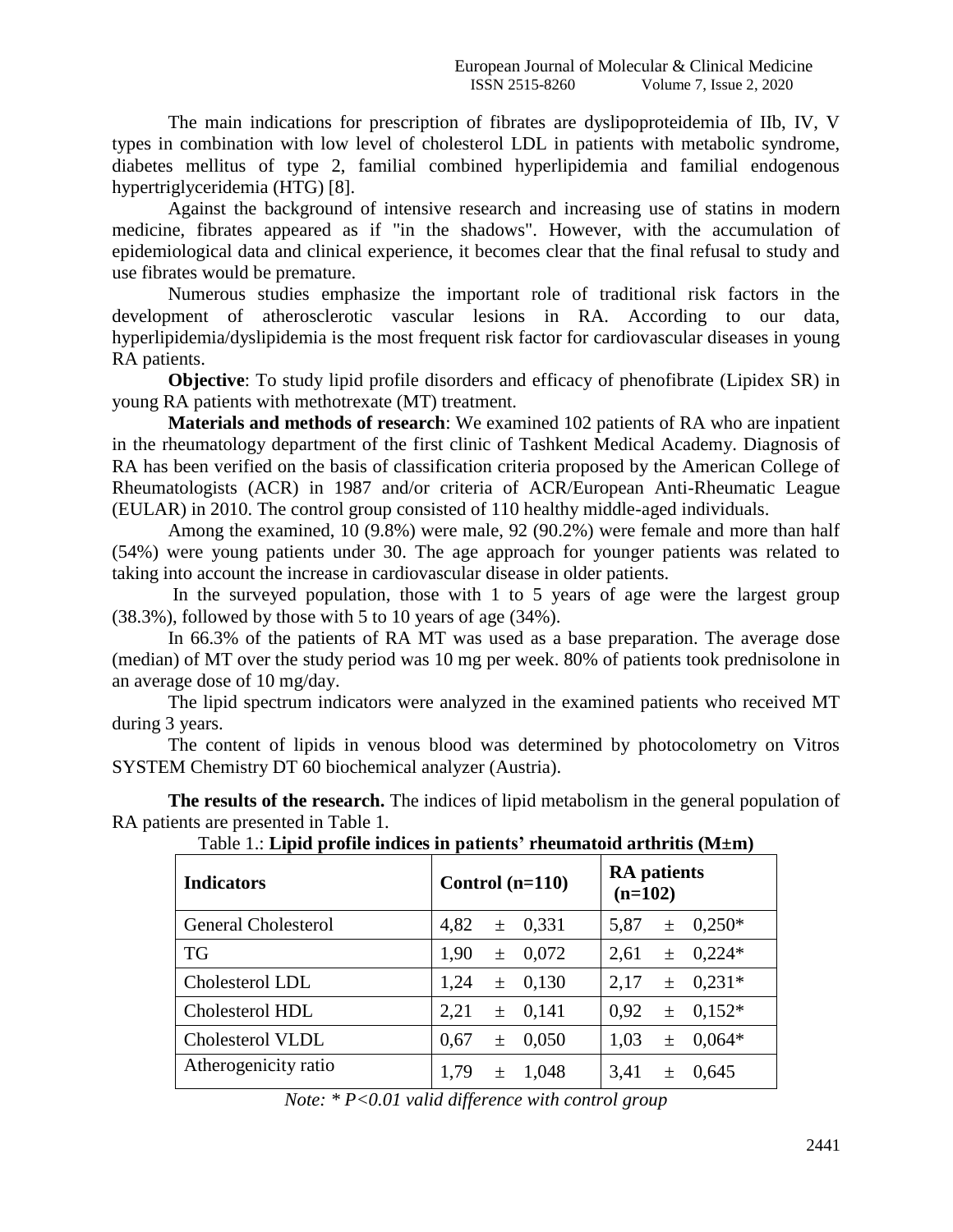The main indications for prescription of fibrates are dyslipoproteidemia of IIb, IV, V types in combination with low level of cholesterol LDL in patients with metabolic syndrome, diabetes mellitus of type 2, familial combined hyperlipidemia and familial endogenous hypertriglyceridemia (HTG) [8].

Against the background of intensive research and increasing use of statins in modern medicine, fibrates appeared as if "in the shadows". However, with the accumulation of epidemiological data and clinical experience, it becomes clear that the final refusal to study and use fibrates would be premature.

Numerous studies emphasize the important role of traditional risk factors in the development of atherosclerotic vascular lesions in RA. According to our data, hyperlipidemia/dyslipidemia is the most frequent risk factor for cardiovascular diseases in young RA patients.

**Objective**: To study lipid profile disorders and efficacy of phenofibrate (Lipidex SR) in young RA patients with methotrexate (MT) treatment.

**Materials and methods of research**: We examined 102 patients of RA who are inpatient in the rheumatology department of the first clinic of Tashkent Medical Academy. Diagnosis of RA has been verified on the basis of classification criteria proposed by the American College of Rheumatologists (ACR) in 1987 and/or criteria of ACR/European Anti-Rheumatic League (EULAR) in 2010. The control group consisted of 110 healthy middle-aged individuals.

Among the examined, 10 (9.8%) were male, 92 (90.2%) were female and more than half (54%) were young patients under 30. The age approach for younger patients was related to taking into account the increase in cardiovascular disease in older patients.

In the surveyed population, those with 1 to 5 years of age were the largest group (38.3%), followed by those with 5 to 10 years of age (34%).

In 66.3% of the patients of RA MT was used as a base preparation. The average dose (median) of MT over the study period was 10 mg per week. 80% of patients took prednisolone in an average dose of 10 mg/day.

The lipid spectrum indicators were analyzed in the examined patients who received MT during 3 years.

The content of lipids in venous blood was determined by photocolometry on Vitros SYSTEM Chemistry DT 60 biochemical analyzer (Austria).

**The results of the research.** The indices of lipid metabolism in the general population of RA patients are presented in Table 1.

Table 1.: **Lipid profile indices in patients' rheumatoid arthritis (M±m)**

| **Indicators** | **Control (n=110)** | **RA patients (n=102)** |
|---|---|---|
| General Cholesterol | 4,82 ± 0,331 | 5,87 ± 0,250* |
| TG | 1,90 ± 0,072 | 2,61 ± 0,224* |
| Cholesterol LDL | 1,24 ± 0,130 | 2,17 ± 0,231* |
| Cholesterol HDL | 2,21 ± 0,141 | 0,92 ± 0,152* |
| Cholesterol VLDL | 0,67 ± 0,050 | 1,03 ± 0,064* |
| Atherogenicity ratio | 1,79 ± 1,048 | 3,41 ± 0,645 |

*Note: * P<0.01 valid difference with control group*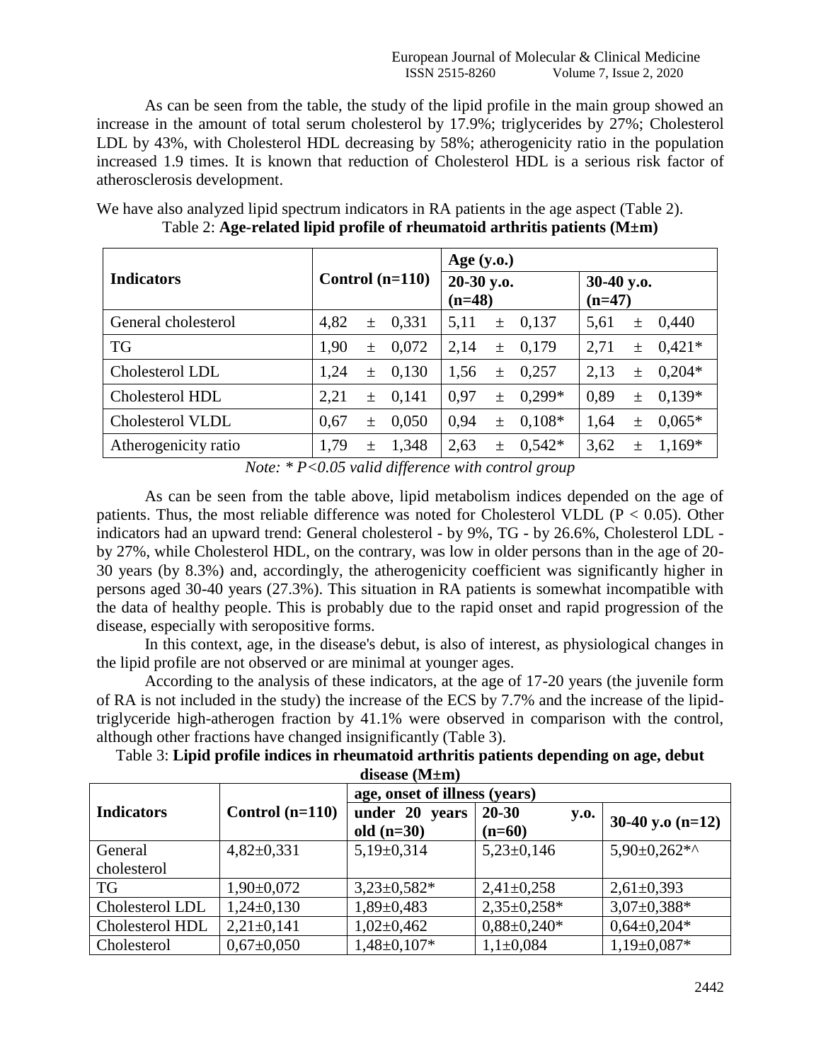As can be seen from the table, the study of the lipid profile in the main group showed an increase in the amount of total serum cholesterol by 17.9%; triglycerides by 27%; Cholesterol LDL by 43%, with Cholesterol HDL decreasing by 58%; atherogenicity ratio in the population increased 1.9 times. It is known that reduction of Cholesterol HDL is a serious risk factor of atherosclerosis development.

We have also analyzed lipid spectrum indicators in RA patients in the age aspect (Table 2).

Table 2: **Age-related lipid profile of rheumatoid arthritis patients (M±m)**

| Indicators | Control (n=110) | Age (y.o.) | |
|---|---|---|---|
| | | 20-30 y.o. (n=48) | 30-40 y.o. (n=47) |
| General cholesterol | 4,82 ± 0,331 | 5,11 ± 0,137 | 5,61 ± 0,440 |
| TG | 1,90 ± 0,072 | 2,14 ± 0,179 | 2,71 ± 0,421* |
| Cholesterol LDL | 1,24 ± 0,130 | 1,56 ± 0,257 | 2,13 ± 0,204* |
| Cholesterol HDL | 2,21 ± 0,141 | 0,97 ± 0,299* | 0,89 ± 0,139* |
| Cholesterol VLDL | 0,67 ± 0,050 | 0,94 ± 0,108* | 1,64 ± 0,065* |
| Atherogenicity ratio | 1,79 ± 1,348 | 2,63 ± 0,542* | 3,62 ± 1,169* |

*Note: * $P<0.05$ valid difference with control group*

As can be seen from the table above, lipid metabolism indices depended on the age of patients. Thus, the most reliable difference was noted for Cholesterol VLDL ($P < 0.05$). Other indicators had an upward trend: General cholesterol - by 9%, TG - by 26.6%, Cholesterol LDL - by 27%, while Cholesterol HDL, on the contrary, was low in older persons than in the age of 20-30 years (by 8.3%) and, accordingly, the atherogenicity coefficient was significantly higher in persons aged 30-40 years (27.3%). This situation in RA patients is somewhat incompatible with the data of healthy people. This is probably due to the rapid onset and rapid progression of the disease, especially with seropositive forms.

In this context, age, in the disease's debut, is also of interest, as physiological changes in the lipid profile are not observed or are minimal at younger ages.

According to the analysis of these indicators, at the age of 17-20 years (the juvenile form of RA is not included in the study) the increase of the ECS by 7.7% and the increase of the lipid-triglyceride high-atherogen fraction by 41.1% were observed in comparison with the control, although other fractions have changed insignificantly (Table 3).

Table 3: **Lipid profile indices in rheumatoid arthritis patients depending on age, debut disease (M±m)**

| Indicators | Control (n=110) | age, onset of illness (years) | | |
|---|---|---|---|---|
| | | under 20 years old (n=30) | 20-30 y.o. (n=60) | 30-40 y.o (n=12) |
| General cholesterol | 4,82±0,331 | 5,19±0,314 | 5,23±0,146 | 5,90±0,262*^ |
| TG | 1,90±0,072 | 3,23±0,582* | 2,41±0,258 | 2,61±0,393 |
| Cholesterol LDL | 1,24±0,130 | 1,89±0,483 | 2,35±0,258* | 3,07±0,388* |
| Cholesterol HDL | 2,21±0,141 | 1,02±0,462 | 0,88±0,240* | 0,64±0,204* |
| Cholesterol | 0,67±0,050 | 1,48±0,107* | 1,1±0,084 | 1,19±0,087* |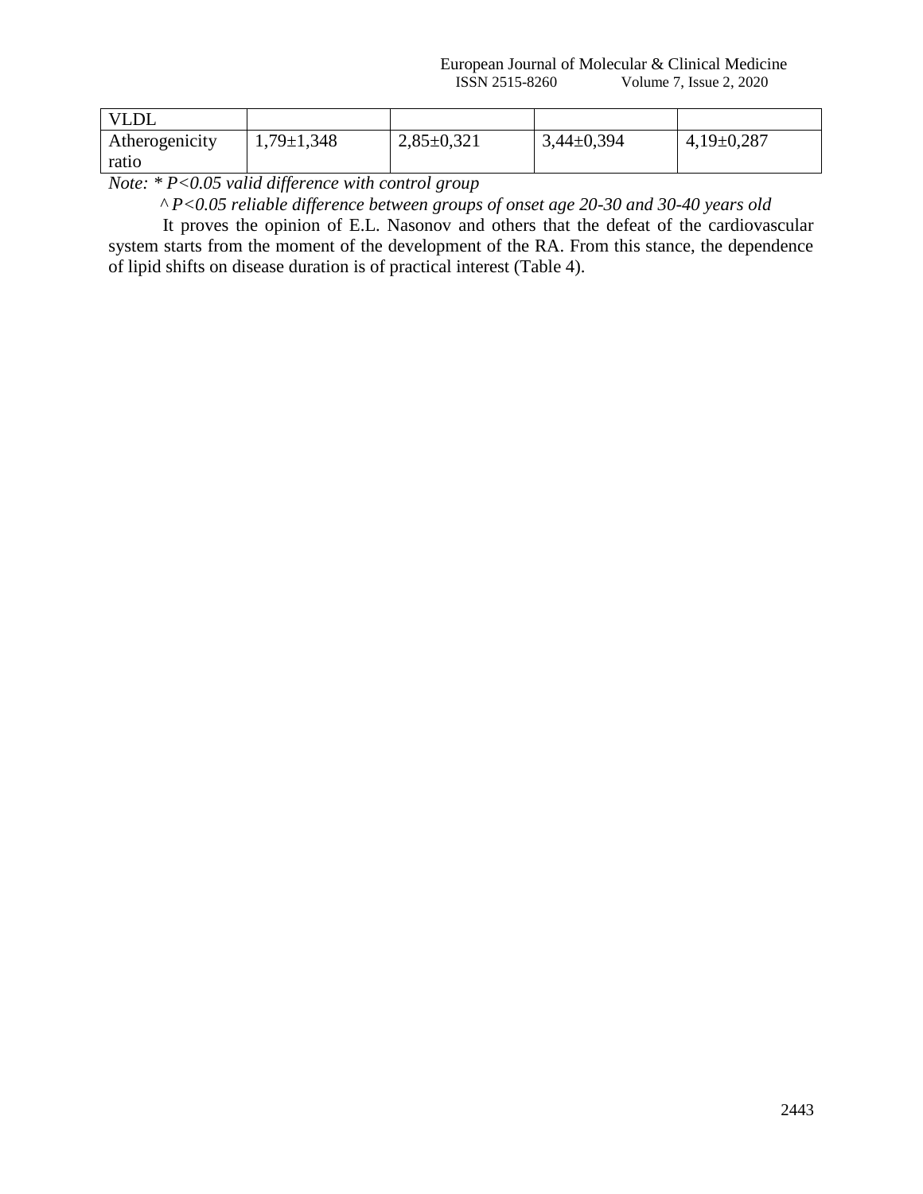| | | | | |
|---|---|---|---|---|
| VLDL | | | | |
| Atherogenicity ratio | 1,79±1,348 | 2,85±0,321 | 3,44±0,394 | 4,19±0,287 |

*Note: * P<0.05 valid difference with control group*

*^ P<0.05 reliable difference between groups of onset age 20-30 and 30-40 years old*

It proves the opinion of E.L. Nasonov and others that the defeat of the cardiovascular system starts from the moment of the development of the RA. From this stance, the dependence of lipid shifts on disease duration is of practical interest (Table 4).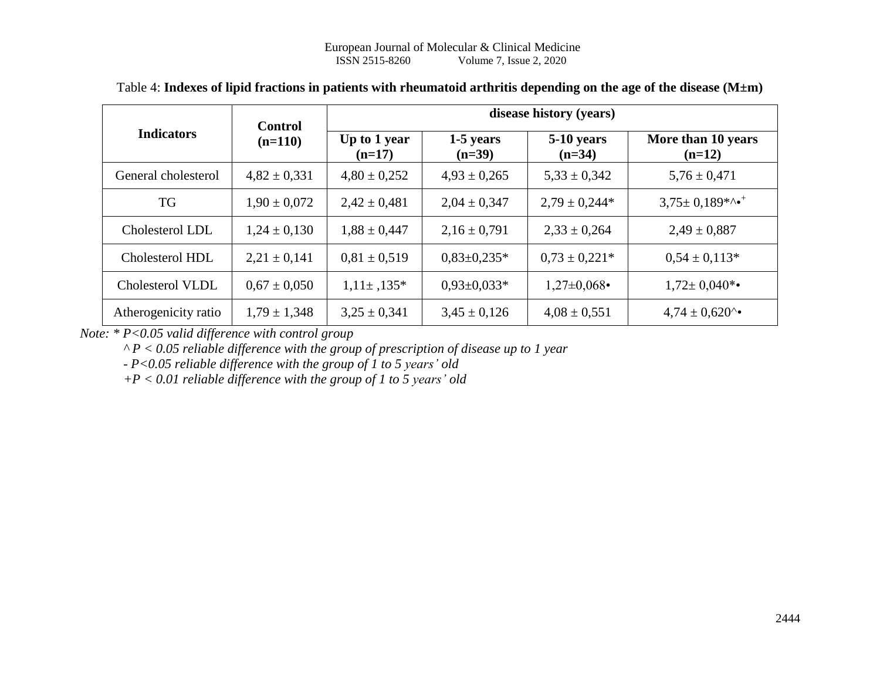Table 4: **Indexes of lipid fractions in patients with rheumatoid arthritis depending on the age of the disease (M±m)**

| Indicators | Control (n=110) | disease history (years) | | | |
|---|---|---|---|---|---|
| | | Up to 1 year (n=17) | 1-5 years (n=39) | 5-10 years (n=34) | More than 10 years (n=12) |
| General cholesterol | 4,82 ± 0,331 | 4,80 ± 0,252 | 4,93 ± 0,265 | 5,33 ± 0,342 | 5,76 ± 0,471 |
| TG | 1,90 ± 0,072 | 2,42 ± 0,481 | 2,04 ± 0,347 | 2,79 ± 0,244* | 3,75± 0,189*^•+ |
| Cholesterol LDL | 1,24 ± 0,130 | 1,88 ± 0,447 | 2,16 ± 0,791 | 2,33 ± 0,264 | 2,49 ± 0,887 |
| Cholesterol HDL | 2,21 ± 0,141 | 0,81 ± 0,519 | 0,83±0,235* | 0,73 ± 0,221* | 0,54 ± 0,113* |
| Cholesterol VLDL | 0,67 ± 0,050 | 1,11± ,135* | 0,93±0,033* | 1,27±0,068• | 1,72± 0,040*• |
| Atherogenicity ratio | 1,79 ± 1,348 | 3,25 ± 0,341 | 3,45 ± 0,126 | 4,08 ± 0,551 | 4,74 ± 0,620^• |

*Note: * P<0.05 valid difference with control group*

*^ P < 0.05 reliable difference with the group of prescription of disease up to 1 year*

*- P<0.05 reliable difference with the group of 1 to 5 years' old*

*+P < 0.01 reliable difference with the group of 1 to 5 years' old*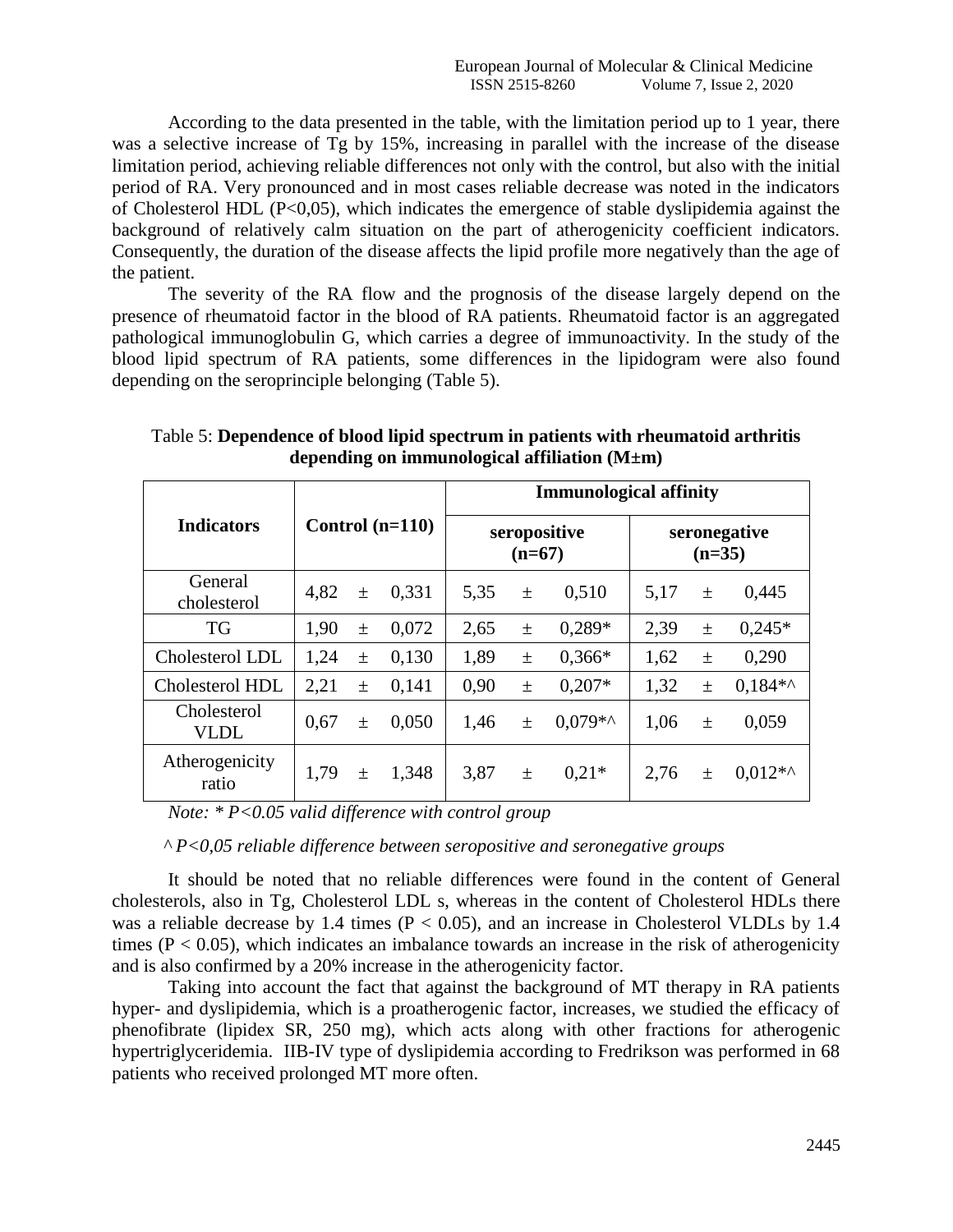According to the data presented in the table, with the limitation period up to 1 year, there was a selective increase of Tg by 15%, increasing in parallel with the increase of the disease limitation period, achieving reliable differences not only with the control, but also with the initial period of RA. Very pronounced and in most cases reliable decrease was noted in the indicators of Cholesterol HDL (P<0,05), which indicates the emergence of stable dyslipidemia against the background of relatively calm situation on the part of atherogenicity coefficient indicators. Consequently, the duration of the disease affects the lipid profile more negatively than the age of the patient.

The severity of the RA flow and the prognosis of the disease largely depend on the presence of rheumatoid factor in the blood of RA patients. Rheumatoid factor is an aggregated pathological immunoglobulin G, which carries a degree of immunoactivity. In the study of the blood lipid spectrum of RA patients, some differences in the lipidogram were also found depending on the seroprinciple belonging (Table 5).

Table 5: **Dependence of blood lipid spectrum in patients with rheumatoid arthritis depending on immunological affiliation (M±m)**

| Indicators | Control (n=110) | | | Immunological affinity | | | | | |
|---|---|---|---|---|---|---|---|---|---|
| | | | | seropositive (n=67) | | | seronegative (n=35) | | |
| General cholesterol | 4,82 | ± | 0,331 | 5,35 | ± | 0,510 | 5,17 | ± | 0,445 |
| TG | 1,90 | ± | 0,072 | 2,65 | ± | 0,289* | 2,39 | ± | 0,245* |
| Cholesterol LDL | 1,24 | ± | 0,130 | 1,89 | ± | 0,366* | 1,62 | ± | 0,290 |
| Cholesterol HDL | 2,21 | ± | 0,141 | 0,90 | ± | 0,207* | 1,32 | ± | 0,184*^ |
| Cholesterol VLDL | 0,67 | ± | 0,050 | 1,46 | ± | 0,079*^ | 1,06 | ± | 0,059 |
| Atherogenicity ratio | 1,79 | ± | 1,348 | 3,87 | ± | 0,21* | 2,76 | ± | 0,012*^ |

*Note: * P<0.05 valid difference with control group*

*^ P<0,05 reliable difference between seropositive and seronegative groups*

It should be noted that no reliable differences were found in the content of General cholesterols, also in Tg, Cholesterol LDL s, whereas in the content of Cholesterol HDLs there was a reliable decrease by 1.4 times ($P < 0.05$), and an increase in Cholesterol VLDLs by 1.4 times ($P < 0.05$), which indicates an imbalance towards an increase in the risk of atherogenicity and is also confirmed by a 20% increase in the atherogenicity factor.

Taking into account the fact that against the background of MT therapy in RA patients hyper- and dyslipidemia, which is a proatherogenic factor, increases, we studied the efficacy of phenofibrate (lipidex SR, 250 mg), which acts along with other fractions for atherogenic hypertriglyceridemia. IIB-IV type of dyslipidemia according to Fredrikson was performed in 68 patients who received prolonged MT more often.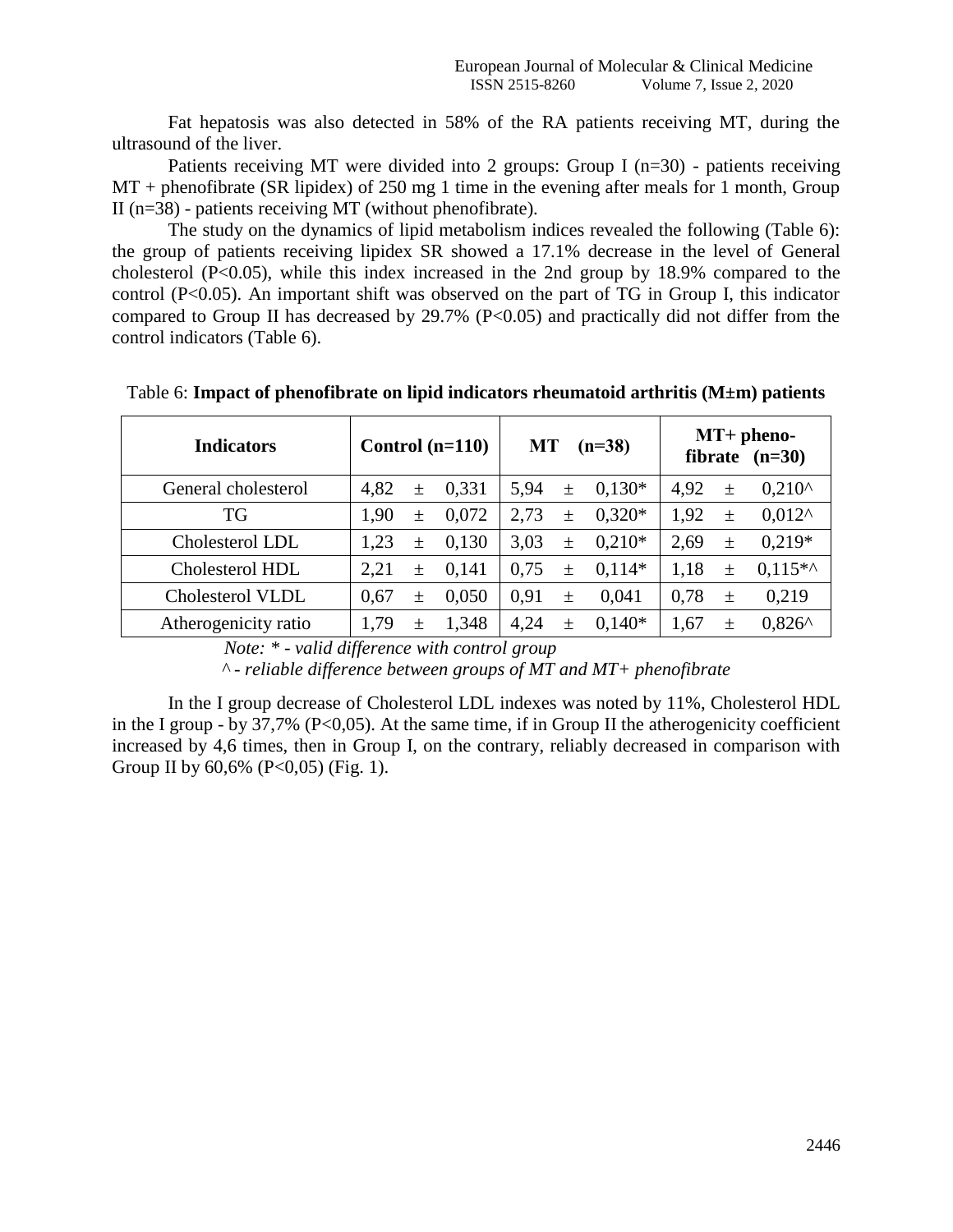Fat hepatosis was also detected in 58% of the RA patients receiving MT, during the ultrasound of the liver.

Patients receiving MT were divided into 2 groups: Group I (n=30) - patients receiving MT + phenofibrate (SR lipidex) of 250 mg 1 time in the evening after meals for 1 month, Group II (n=38) - patients receiving MT (without phenofibrate).

The study on the dynamics of lipid metabolism indices revealed the following (Table 6): the group of patients receiving lipidex SR showed a 17.1% decrease in the level of General cholesterol ($P<0.05$), while this index increased in the 2nd group by 18.9% compared to the control ($P<0.05$). An important shift was observed on the part of TG in Group I, this indicator compared to Group II has decreased by 29.7% ($P<0.05$) and practically did not differ from the control indicators (Table 6).

Table 6: **Impact of phenofibrate on lipid indicators rheumatoid arthritis (M±m) patients**

| Indicators | Control (n=110) | MT (n=38) | MT+ pheno-fibrate (n=30) |
|---|---|---|---|
| General cholesterol | 4,82 ± 0,331 | 5,94 ± 0,130* | 4,92 ± 0,210^ |
| TG | 1,90 ± 0,072 | 2,73 ± 0,320* | 1,92 ± 0,012^ |
| Cholesterol LDL | 1,23 ± 0,130 | 3,03 ± 0,210* | 2,69 ± 0,219* |
| Cholesterol HDL | 2,21 ± 0,141 | 0,75 ± 0,114* | 1,18 ± 0,115*^ |
| Cholesterol VLDL | 0,67 ± 0,050 | 0,91 ± 0,041 | 0,78 ± 0,219 |
| Atherogenicity ratio | 1,79 ± 1,348 | 4,24 ± 0,140* | 1,67 ± 0,826^ |

*Note: * - valid difference with control group*

*^ - reliable difference between groups of MT and MT+ phenofibrate*

In the I group decrease of Cholesterol LDL indexes was noted by 11%, Cholesterol HDL in the I group - by 37,7% ($P<0,05$). At the same time, if in Group II the atherogenicity coefficient increased by 4,6 times, then in Group I, on the contrary, reliably decreased in comparison with Group II by 60,6% ($P<0,05$) (Fig. 1).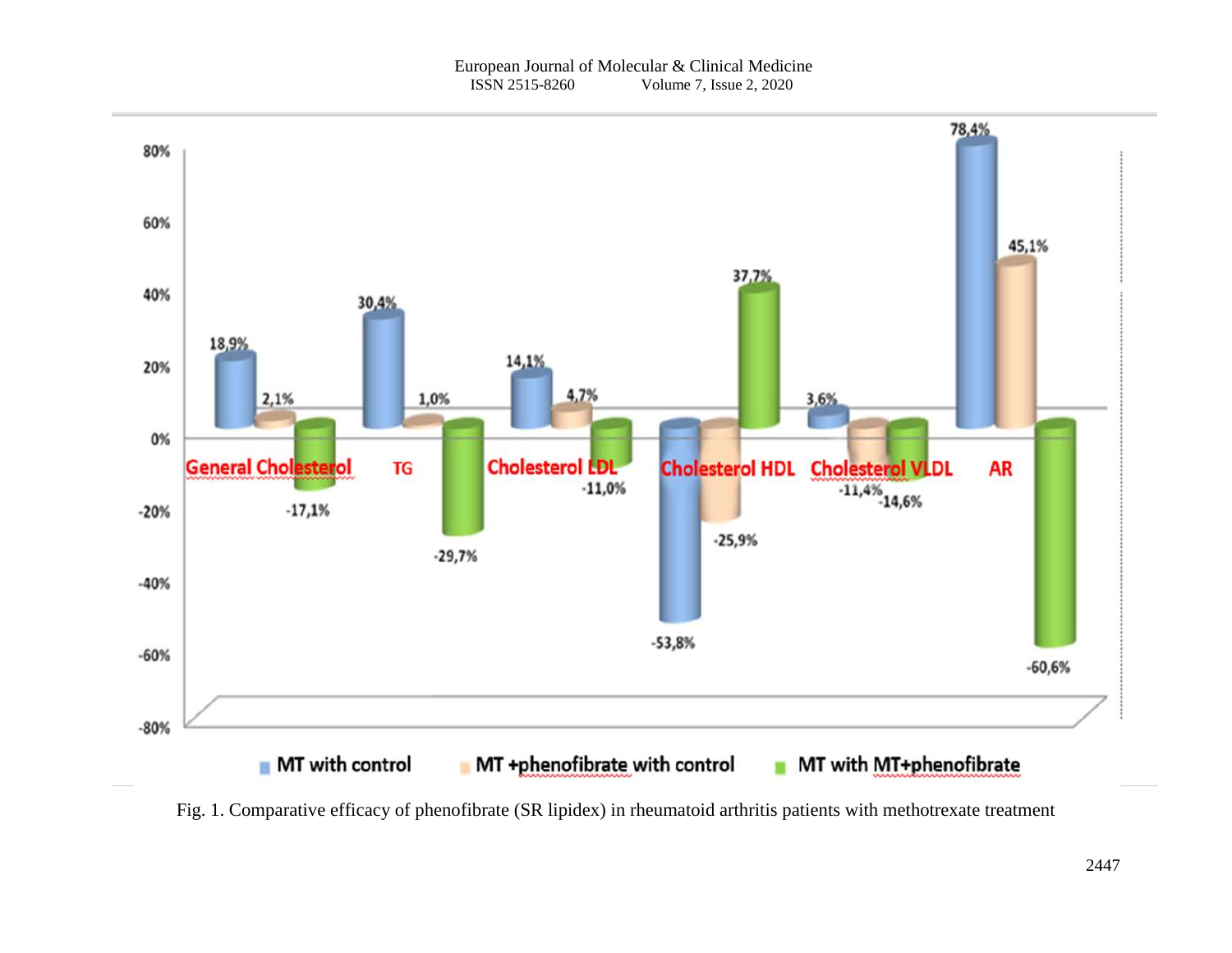Fig. 1. Comparative efficacy of phenofibrate (SR lipidex) in rheumatoid arthritis patients with methotrexate treatment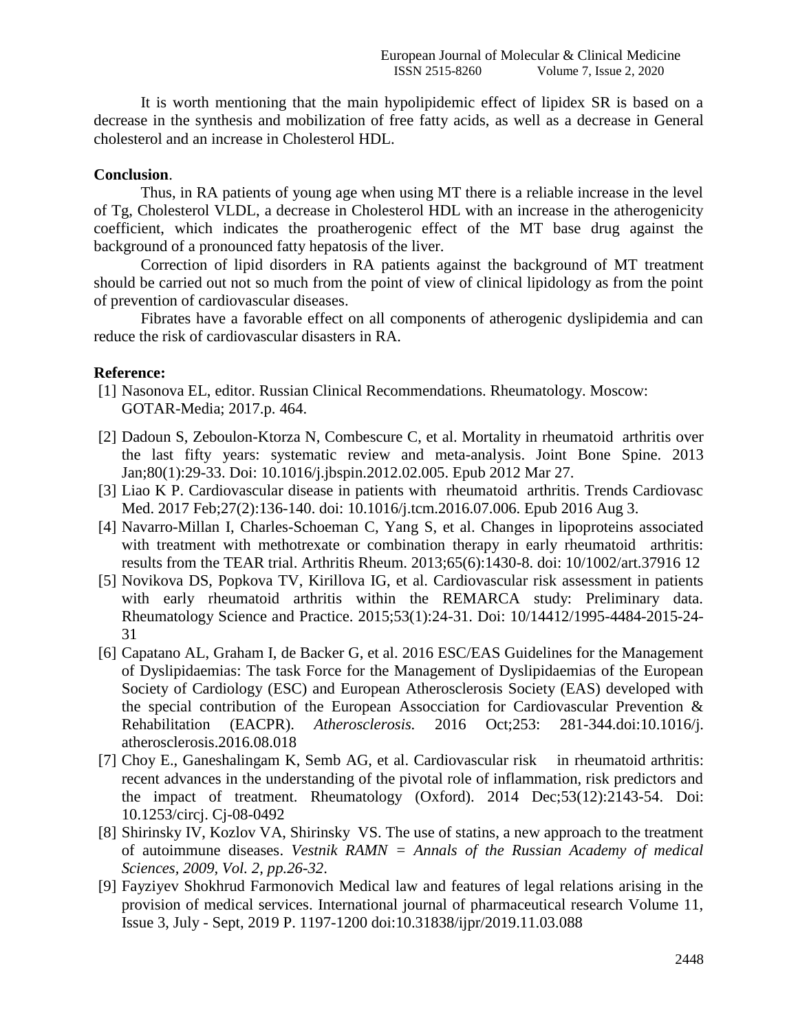It is worth mentioning that the main hypolipidemic effect of lipidex SR is based on a decrease in the synthesis and mobilization of free fatty acids, as well as a decrease in General cholesterol and an increase in Cholesterol HDL.

**Conclusion**.

Thus, in RA patients of young age when using MT there is a reliable increase in the level of Tg, Cholesterol VLDL, a decrease in Cholesterol HDL with an increase in the atherogenicity coefficient, which indicates the proatherogenic effect of the MT base drug against the background of a pronounced fatty hepatosis of the liver.

Correction of lipid disorders in RA patients against the background of MT treatment should be carried out not so much from the point of view of clinical lipidology as from the point of prevention of cardiovascular diseases.

Fibrates have a favorable effect on all components of atherogenic dyslipidemia and can reduce the risk of cardiovascular disasters in RA.

**Reference:**

[1] Nasonova EL, editor. Russian Clinical Recommendations. Rheumatology. Moscow: GOTAR-Media; 2017.p. 464.

[2] Dadoun S, Zeboulon-Ktorza N, Combescure C, et al. Mortality in rheumatoid arthritis over the last fifty years: systematic review and meta-analysis. Joint Bone Spine. 2013 Jan;80(1):29-33. Doi: 10.1016/j.jbspin.2012.02.005. Epub 2012 Mar 27.

[3] Liao K P. Cardiovascular disease in patients with rheumatoid arthritis. Trends Cardiovasc Med. 2017 Feb;27(2):136-140. doi: 10.1016/j.tcm.2016.07.006. Epub 2016 Aug 3.

[4] Navarro-Millan I, Charles-Schoeman C, Yang S, et al. Changes in lipoproteins associated with treatment with methotrexate or combination therapy in early rheumatoid arthritis: results from the TEAR trial. Arthritis Rheum. 2013;65(6):1430-8. doi: 10/1002/art.37916 12

[5] Novikova DS, Popkova TV, Kirillova IG, et al. Cardiovascular risk assessment in patients with early rheumatoid arthritis within the REMARCA study: Preliminary data. Rheumatology Science and Practice. 2015;53(1):24-31. Doi: 10/14412/1995-4484-2015-24-31

[6] Capatano AL, Graham I, de Backer G, et al. 2016 ESC/EAS Guidelines for the Management of Dyslipidaemias: The task Force for the Management of Dyslipidaemias of the European Society of Cardiology (ESC) and European Atherosclerosis Society (EAS) developed with the special contribution of the European Assocciation for Cardiovascular Prevention & Rehabilitation (EACPR). *Atherosclerosis.* 2016 Oct;253: 281-344.doi:10.1016/j. atherosclerosis.2016.08.018

[7] Choy E., Ganeshalingam K, Semb AG, et al. Cardiovascular risk in rheumatoid arthritis: recent advances in the understanding of the pivotal role of inflammation, risk predictors and the impact of treatment. Rheumatology (Oxford). 2014 Dec;53(12):2143-54. Doi: 10.1253/circj. Cj-08-0492

[8] Shirinsky IV, Kozlov VA, Shirinsky VS. The use of statins, a new approach to the treatment of autoimmune diseases. *Vestnik RAMN = Annals of the Russian Academy of medical Sciences, 2009, Vol. 2, pp.26-32*.

[9] Fayziyev Shokhrud Farmonovich Medical law and features of legal relations arising in the provision of medical services. International journal of pharmaceutical research Volume 11, Issue 3, July - Sept, 2019 P. 1197-1200 doi:10.31838/ijpr/2019.11.03.088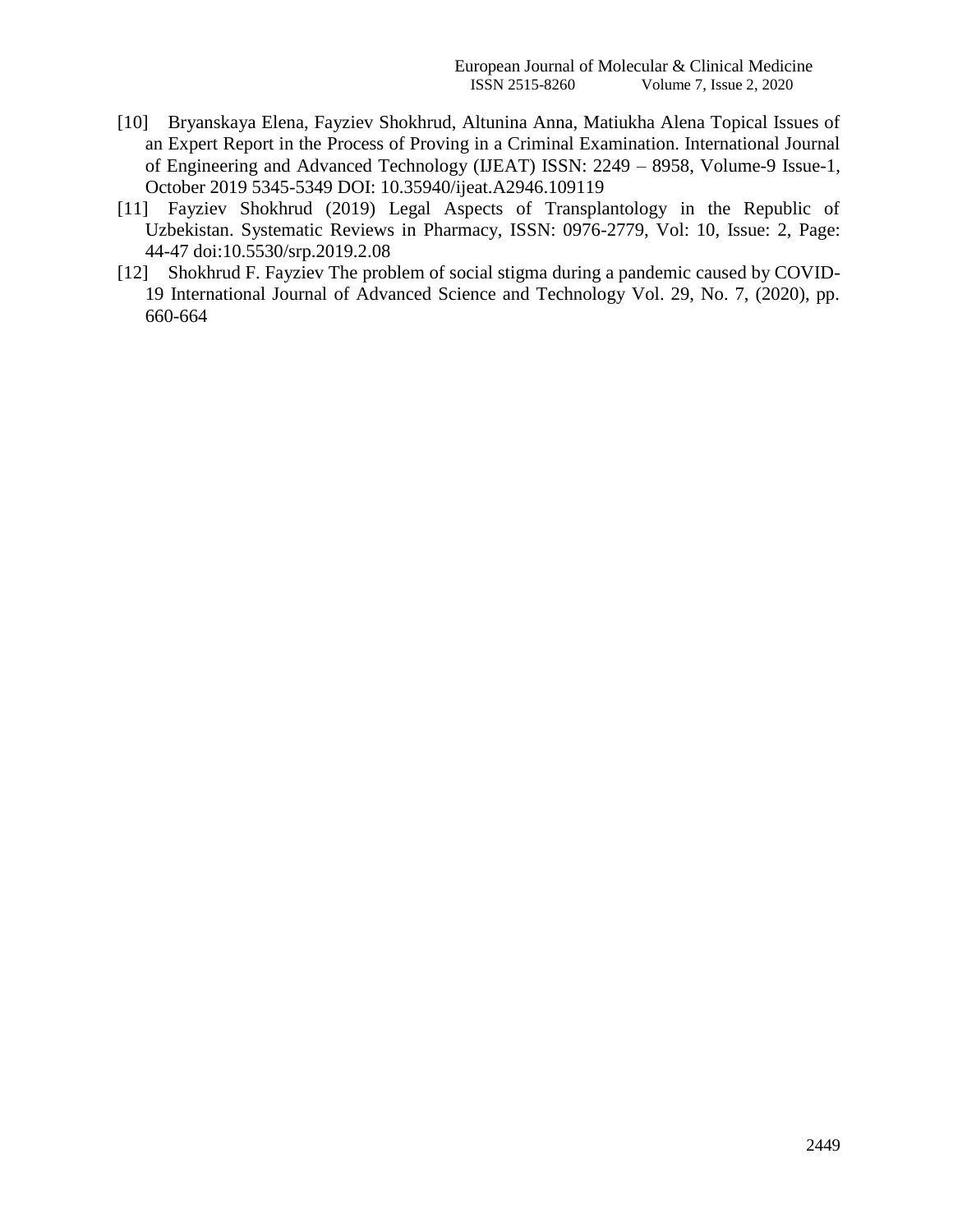[10] Bryanskaya Elena, Fayziev Shokhrud, Altunina Anna, Matiukha Alena Topical Issues of an Expert Report in the Process of Proving in a Criminal Examination. International Journal of Engineering and Advanced Technology (IJEAT) ISSN: 2249 – 8958, Volume-9 Issue-1, October 2019 5345-5349 DOI: 10.35940/ijeat.A2946.109119

[11] Fayziev Shokhrud (2019) Legal Aspects of Transplantology in the Republic of Uzbekistan. Systematic Reviews in Pharmacy, ISSN: 0976-2779, Vol: 10, Issue: 2, Page: 44-47 doi:10.5530/srp.2019.2.08

[12] Shokhrud F. Fayziev The problem of social stigma during a pandemic caused by COVID-19 International Journal of Advanced Science and Technology Vol. 29, No. 7, (2020), pp. 660-664